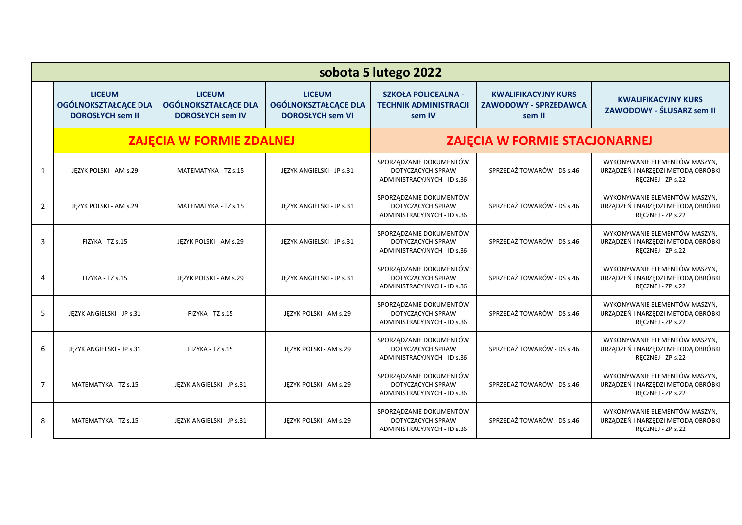| sobota 5 lutego 2022 | | | | | | |
|---|---|---|---|---|---|---|
| | **LICEUM OGÓLNOKSZTAŁCĄCE DLA DOROSŁYCH sem II** | **LICEUM OGÓLNOKSZTAŁCĄCE DLA DOROSŁYCH sem IV** | **LICEUM OGÓLNOKSZTAŁCĄCE DLA DOROSŁYCH sem VI** | **SZKOŁA POLICEALNA - TECHNIK ADMINISTRACJI sem IV** | **KWALIFIKACYJNY KURS ZAWODOWY - SPRZEDAWCA sem II** | **KWALIFIKACYJNY KURS ZAWODOWY - ŚLUSARZ sem II** |
| | **ZAJĘCIA W FORMIE ZDALNEJ** | | | **ZAJĘCIA W FORMIE STACJONARNEJ** | | |
| 1 | JĘZYK POLSKI - AM s.29 | MATEMATYKA - TZ s.15 | JĘZYK ANGIELSKI - JP s.31 | SPORZĄDZANIE DOKUMENTÓW DOTYCZĄCYCH SPRAW ADMINISTRACYJNYCH - ID s.36 | SPRZEDAŻ TOWARÓW - DS s.46 | WYKONYWANIE ELEMENTÓW MASZYN, URZĄDZEŃ I NARZĘDZI METODĄ OBRÓBKI RĘCZNEJ - ZP s.22 |
| 2 | JĘZYK POLSKI - AM s.29 | MATEMATYKA - TZ s.15 | JĘZYK ANGIELSKI - JP s.31 | SPORZĄDZANIE DOKUMENTÓW DOTYCZĄCYCH SPRAW ADMINISTRACYJNYCH - ID s.36 | SPRZEDAŻ TOWARÓW - DS s.46 | WYKONYWANIE ELEMENTÓW MASZYN, URZĄDZEŃ I NARZĘDZI METODĄ OBRÓBKI RĘCZNEJ - ZP s.22 |
| 3 | FIZYKA - TZ s.15 | JĘZYK POLSKI - AM s.29 | JĘZYK ANGIELSKI - JP s.31 | SPORZĄDZANIE DOKUMENTÓW DOTYCZĄCYCH SPRAW ADMINISTRACYJNYCH - ID s.36 | SPRZEDAŻ TOWARÓW - DS s.46 | WYKONYWANIE ELEMENTÓW MASZYN, URZĄDZEŃ I NARZĘDZI METODĄ OBRÓBKI RĘCZNEJ - ZP s.22 |
| 4 | FIZYKA - TZ s.15 | JĘZYK POLSKI - AM s.29 | JĘZYK ANGIELSKI - JP s.31 | SPORZĄDZANIE DOKUMENTÓW DOTYCZĄCYCH SPRAW ADMINISTRACYJNYCH - ID s.36 | SPRZEDAŻ TOWARÓW - DS s.46 | WYKONYWANIE ELEMENTÓW MASZYN, URZĄDZEŃ I NARZĘDZI METODĄ OBRÓBKI RĘCZNEJ - ZP s.22 |
| 5 | JĘZYK ANGIELSKI - JP s.31 | FIZYKA - TZ s.15 | JĘZYK POLSKI - AM s.29 | SPORZĄDZANIE DOKUMENTÓW DOTYCZĄCYCH SPRAW ADMINISTRACYJNYCH - ID s.36 | SPRZEDAŻ TOWARÓW - DS s.46 | WYKONYWANIE ELEMENTÓW MASZYN, URZĄDZEŃ I NARZĘDZI METODĄ OBRÓBKI RĘCZNEJ - ZP s.22 |
| 6 | JĘZYK ANGIELSKI - JP s.31 | FIZYKA - TZ s.15 | JĘZYK POLSKI - AM s.29 | SPORZĄDZANIE DOKUMENTÓW DOTYCZĄCYCH SPRAW ADMINISTRACYJNYCH - ID s.36 | SPRZEDAŻ TOWARÓW - DS s.46 | WYKONYWANIE ELEMENTÓW MASZYN, URZĄDZEŃ I NARZĘDZI METODĄ OBRÓBKI RĘCZNEJ - ZP s.22 |
| 7 | MATEMATYKA - TZ s.15 | JĘZYK ANGIELSKI - JP s.31 | JĘZYK POLSKI - AM s.29 | SPORZĄDZANIE DOKUMENTÓW DOTYCZĄCYCH SPRAW ADMINISTRACYJNYCH - ID s.36 | SPRZEDAŻ TOWARÓW - DS s.46 | WYKONYWANIE ELEMENTÓW MASZYN, URZĄDZEŃ I NARZĘDZI METODĄ OBRÓBKI RĘCZNEJ - ZP s.22 |
| 8 | MATEMATYKA - TZ s.15 | JĘZYK ANGIELSKI - JP s.31 | JĘZYK POLSKI - AM s.29 | SPORZĄDZANIE DOKUMENTÓW DOTYCZĄCYCH SPRAW ADMINISTRACYJNYCH - ID s.36 | SPRZEDAŻ TOWARÓW - DS s.46 | WYKONYWANIE ELEMENTÓW MASZYN, URZĄDZEŃ I NARZĘDZI METODĄ OBRÓBKI RĘCZNEJ - ZP s.22 |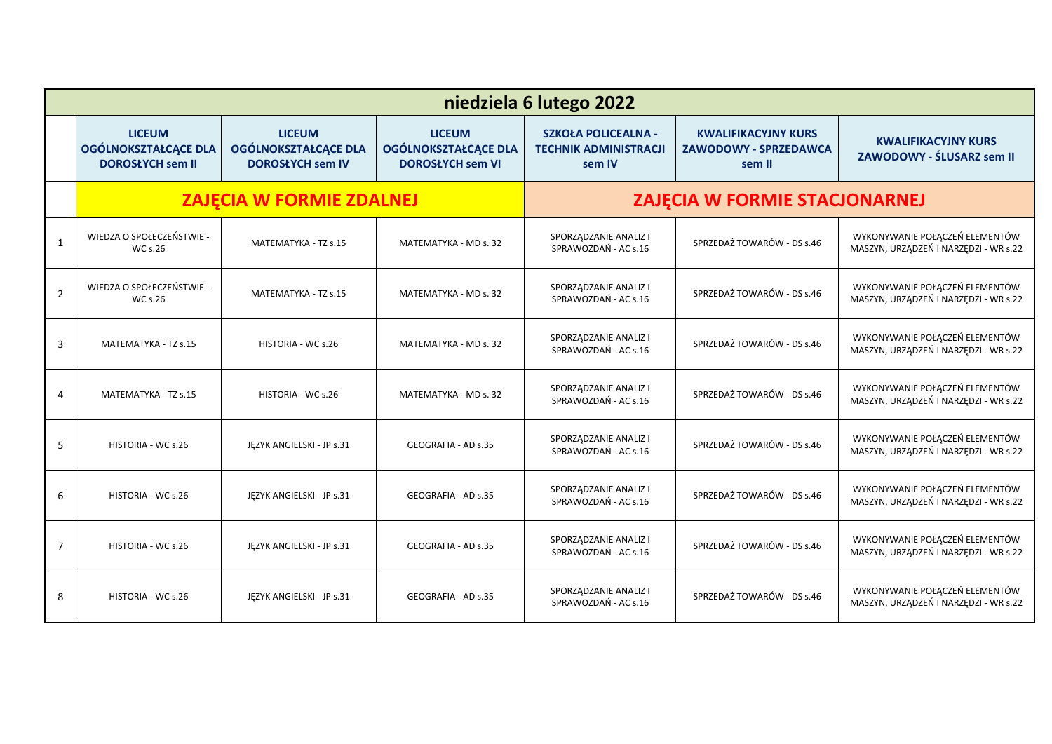| niedziela 6 lutego 2022 | | | | | | |
|---|---|---|---|---|---|---|
| | **LICEUM OGÓLNOKSZTAŁCĄCE DLA DOROSŁYCH sem II** | **LICEUM OGÓLNOKSZTAŁCĄCE DLA DOROSŁYCH sem IV** | **LICEUM OGÓLNOKSZTAŁCĄCE DLA DOROSŁYCH sem VI** | **SZKOŁA POLICEALNA - TECHNIK ADMINISTRACJI sem IV** | **KWALIFIKACYJNY KURS ZAWODOWY - SPRZEDAWCA sem II** | **KWALIFIKACYJNY KURS ZAWODOWY - ŚLUSARZ sem II** |
| | **ZAJĘCIA W FORMIE ZDALNEJ** | | | **ZAJĘCIA W FORMIE STACJONARNEJ** | | |
| 1 | WIEDZA O SPOŁECZEŃSTWIE - WC s.26 | MATEMATYKA - TZ s.15 | MATEMATYKA - MD s. 32 | SPORZĄDZANIE ANALIZ I SPRAWOZDAŃ - AC s.16 | SPRZEDAŻ TOWARÓW - DS s.46 | WYKONYWANIE POŁĄCZEŃ ELEMENTÓW MASZYN, URZĄDZEŃ I NARZĘDZI - WR s.22 |
| 2 | WIEDZA O SPOŁECZEŃSTWIE - WC s.26 | MATEMATYKA - TZ s.15 | MATEMATYKA - MD s. 32 | SPORZĄDZANIE ANALIZ I SPRAWOZDAŃ - AC s.16 | SPRZEDAŻ TOWARÓW - DS s.46 | WYKONYWANIE POŁĄCZEŃ ELEMENTÓW MASZYN, URZĄDZEŃ I NARZĘDZI - WR s.22 |
| 3 | MATEMATYKA - TZ s.15 | HISTORIA - WC s.26 | MATEMATYKA - MD s. 32 | SPORZĄDZANIE ANALIZ I SPRAWOZDAŃ - AC s.16 | SPRZEDAŻ TOWARÓW - DS s.46 | WYKONYWANIE POŁĄCZEŃ ELEMENTÓW MASZYN, URZĄDZEŃ I NARZĘDZI - WR s.22 |
| 4 | MATEMATYKA - TZ s.15 | HISTORIA - WC s.26 | MATEMATYKA - MD s. 32 | SPORZĄDZANIE ANALIZ I SPRAWOZDAŃ - AC s.16 | SPRZEDAŻ TOWARÓW - DS s.46 | WYKONYWANIE POŁĄCZEŃ ELEMENTÓW MASZYN, URZĄDZEŃ I NARZĘDZI - WR s.22 |
| 5 | HISTORIA - WC s.26 | JĘZYK ANGIELSKI - JP s.31 | GEOGRAFIA - AD s.35 | SPORZĄDZANIE ANALIZ I SPRAWOZDAŃ - AC s.16 | SPRZEDAŻ TOWARÓW - DS s.46 | WYKONYWANIE POŁĄCZEŃ ELEMENTÓW MASZYN, URZĄDZEŃ I NARZĘDZI - WR s.22 |
| 6 | HISTORIA - WC s.26 | JĘZYK ANGIELSKI - JP s.31 | GEOGRAFIA - AD s.35 | SPORZĄDZANIE ANALIZ I SPRAWOZDAŃ - AC s.16 | SPRZEDAŻ TOWARÓW - DS s.46 | WYKONYWANIE POŁĄCZEŃ ELEMENTÓW MASZYN, URZĄDZEŃ I NARZĘDZI - WR s.22 |
| 7 | HISTORIA - WC s.26 | JĘZYK ANGIELSKI - JP s.31 | GEOGRAFIA - AD s.35 | SPORZĄDZANIE ANALIZ I SPRAWOZDAŃ - AC s.16 | SPRZEDAŻ TOWARÓW - DS s.46 | WYKONYWANIE POŁĄCZEŃ ELEMENTÓW MASZYN, URZĄDZEŃ I NARZĘDZI - WR s.22 |
| 8 | HISTORIA - WC s.26 | JĘZYK ANGIELSKI - JP s.31 | GEOGRAFIA - AD s.35 | SPORZĄDZANIE ANALIZ I SPRAWOZDAŃ - AC s.16 | SPRZEDAŻ TOWARÓW - DS s.46 | WYKONYWANIE POŁĄCZEŃ ELEMENTÓW MASZYN, URZĄDZEŃ I NARZĘDZI - WR s.22 |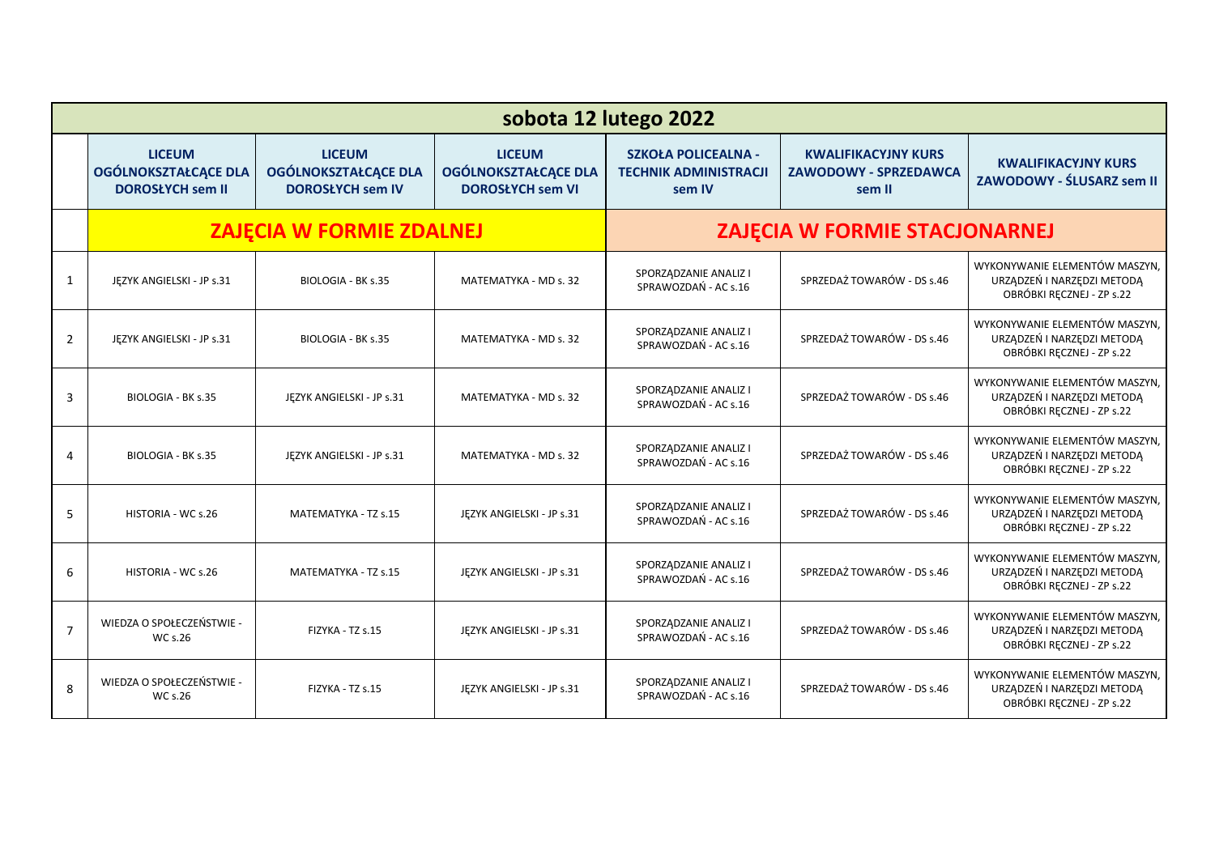| sobota 12 lutego 2022 | | | | | | |
|---|---|---|---|---|---|---|
| | **LICEUM OGÓLNOKSZTAŁCĄCE DLA DOROSŁYCH sem II** | **LICEUM OGÓLNOKSZTAŁCĄCE DLA DOROSŁYCH sem IV** | **LICEUM OGÓLNOKSZTAŁCĄCE DLA DOROSŁYCH sem VI** | **SZKOŁA POLICEALNA - TECHNIK ADMINISTRACJI sem IV** | **KWALIFIKACYJNY KURS ZAWODOWY - SPRZEDAWCA sem II** | **KWALIFIKACYJNY KURS ZAWODOWY - ŚLUSARZ sem II** |
| | **ZAJĘCIA W FORMIE ZDALNEJ** | | | **ZAJĘCIA W FORMIE STACJONARNEJ** | | |
| 1 | JĘZYK ANGIELSKI - JP s.31 | BIOLOGIA - BK s.35 | MATEMATYKA - MD s. 32 | SPORZĄDZANIE ANALIZ I SPRAWOZDAŃ - AC s.16 | SPRZEDAŻ TOWARÓW - DS s.46 | WYKONYWANIE ELEMENTÓW MASZYN, URZĄDZEŃ I NARZĘDZI METODĄ OBRÓBKI RĘCZNEJ - ZP s.22 |
| 2 | JĘZYK ANGIELSKI - JP s.31 | BIOLOGIA - BK s.35 | MATEMATYKA - MD s. 32 | SPORZĄDZANIE ANALIZ I SPRAWOZDAŃ - AC s.16 | SPRZEDAŻ TOWARÓW - DS s.46 | WYKONYWANIE ELEMENTÓW MASZYN, URZĄDZEŃ I NARZĘDZI METODĄ OBRÓBKI RĘCZNEJ - ZP s.22 |
| 3 | BIOLOGIA - BK s.35 | JĘZYK ANGIELSKI - JP s.31 | MATEMATYKA - MD s. 32 | SPORZĄDZANIE ANALIZ I SPRAWOZDAŃ - AC s.16 | SPRZEDAŻ TOWARÓW - DS s.46 | WYKONYWANIE ELEMENTÓW MASZYN, URZĄDZEŃ I NARZĘDZI METODĄ OBRÓBKI RĘCZNEJ - ZP s.22 |
| 4 | BIOLOGIA - BK s.35 | JĘZYK ANGIELSKI - JP s.31 | MATEMATYKA - MD s. 32 | SPORZĄDZANIE ANALIZ I SPRAWOZDAŃ - AC s.16 | SPRZEDAŻ TOWARÓW - DS s.46 | WYKONYWANIE ELEMENTÓW MASZYN, URZĄDZEŃ I NARZĘDZI METODĄ OBRÓBKI RĘCZNEJ - ZP s.22 |
| 5 | HISTORIA - WC s.26 | MATEMATYKA - TZ s.15 | JĘZYK ANGIELSKI - JP s.31 | SPORZĄDZANIE ANALIZ I SPRAWOZDAŃ - AC s.16 | SPRZEDAŻ TOWARÓW - DS s.46 | WYKONYWANIE ELEMENTÓW MASZYN, URZĄDZEŃ I NARZĘDZI METODĄ OBRÓBKI RĘCZNEJ - ZP s.22 |
| 6 | HISTORIA - WC s.26 | MATEMATYKA - TZ s.15 | JĘZYK ANGIELSKI - JP s.31 | SPORZĄDZANIE ANALIZ I SPRAWOZDAŃ - AC s.16 | SPRZEDAŻ TOWARÓW - DS s.46 | WYKONYWANIE ELEMENTÓW MASZYN, URZĄDZEŃ I NARZĘDZI METODĄ OBRÓBKI RĘCZNEJ - ZP s.22 |
| 7 | WIEDZA O SPOŁECZEŃSTWIE - WC s.26 | FIZYKA - TZ s.15 | JĘZYK ANGIELSKI - JP s.31 | SPORZĄDZANIE ANALIZ I SPRAWOZDAŃ - AC s.16 | SPRZEDAŻ TOWARÓW - DS s.46 | WYKONYWANIE ELEMENTÓW MASZYN, URZĄDZEŃ I NARZĘDZI METODĄ OBRÓBKI RĘCZNEJ - ZP s.22 |
| 8 | WIEDZA O SPOŁECZEŃSTWIE - WC s.26 | FIZYKA - TZ s.15 | JĘZYK ANGIELSKI - JP s.31 | SPORZĄDZANIE ANALIZ I SPRAWOZDAŃ - AC s.16 | SPRZEDAŻ TOWARÓW - DS s.46 | WYKONYWANIE ELEMENTÓW MASZYN, URZĄDZEŃ I NARZĘDZI METODĄ OBRÓBKI RĘCZNEJ - ZP s.22 |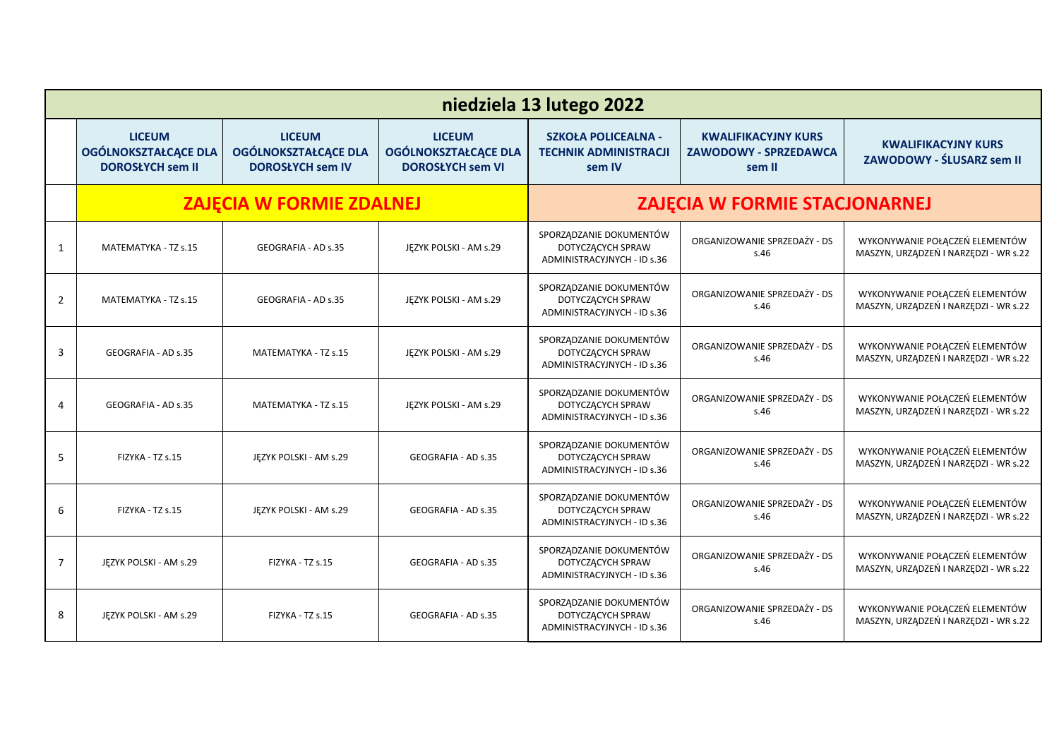| niedziela 13 lutego 2022 | | | | | | |
|---|---|---|---|---|---|---|
| | **LICEUM OGÓLNOKSZTAŁCĄCE DLA DOROSŁYCH sem II** | **LICEUM OGÓLNOKSZTAŁCĄCE DLA DOROSŁYCH sem IV** | **LICEUM OGÓLNOKSZTAŁCĄCE DLA DOROSŁYCH sem VI** | **SZKOŁA POLICEALNA - TECHNIK ADMINISTRACJI sem IV** | **KWALIFIKACYJNY KURS ZAWODOWY - SPRZEDAWCA sem II** | **KWALIFIKACYJNY KURS ZAWODOWY - ŚLUSARZ sem II** |
| | **ZAJĘCIA W FORMIE ZDALNEJ** | | | **ZAJĘCIA W FORMIE STACJONARNEJ** | | |
| 1 | MATEMATYKA - TZ s.15 | GEOGRAFIA - AD s.35 | JĘZYK POLSKI - AM s.29 | SPORZĄDZANIE DOKUMENTÓW DOTYCZĄCYCH SPRAW ADMINISTRACYJNYCH - ID s.36 | ORGANIZOWANIE SPRZEDAŻY - DS s.46 | WYKONYWANIE POŁĄCZEŃ ELEMENTÓW MASZYN, URZĄDZEŃ I NARZĘDZI - WR s.22 |
| 2 | MATEMATYKA - TZ s.15 | GEOGRAFIA - AD s.35 | JĘZYK POLSKI - AM s.29 | SPORZĄDZANIE DOKUMENTÓW DOTYCZĄCYCH SPRAW ADMINISTRACYJNYCH - ID s.36 | ORGANIZOWANIE SPRZEDAŻY - DS s.46 | WYKONYWANIE POŁĄCZEŃ ELEMENTÓW MASZYN, URZĄDZEŃ I NARZĘDZI - WR s.22 |
| 3 | GEOGRAFIA - AD s.35 | MATEMATYKA - TZ s.15 | JĘZYK POLSKI - AM s.29 | SPORZĄDZANIE DOKUMENTÓW DOTYCZĄCYCH SPRAW ADMINISTRACYJNYCH - ID s.36 | ORGANIZOWANIE SPRZEDAŻY - DS s.46 | WYKONYWANIE POŁĄCZEŃ ELEMENTÓW MASZYN, URZĄDZEŃ I NARZĘDZI - WR s.22 |
| 4 | GEOGRAFIA - AD s.35 | MATEMATYKA - TZ s.15 | JĘZYK POLSKI - AM s.29 | SPORZĄDZANIE DOKUMENTÓW DOTYCZĄCYCH SPRAW ADMINISTRACYJNYCH - ID s.36 | ORGANIZOWANIE SPRZEDAŻY - DS s.46 | WYKONYWANIE POŁĄCZEŃ ELEMENTÓW MASZYN, URZĄDZEŃ I NARZĘDZI - WR s.22 |
| 5 | FIZYKA - TZ s.15 | JĘZYK POLSKI - AM s.29 | GEOGRAFIA - AD s.35 | SPORZĄDZANIE DOKUMENTÓW DOTYCZĄCYCH SPRAW ADMINISTRACYJNYCH - ID s.36 | ORGANIZOWANIE SPRZEDAŻY - DS s.46 | WYKONYWANIE POŁĄCZEŃ ELEMENTÓW MASZYN, URZĄDZEŃ I NARZĘDZI - WR s.22 |
| 6 | FIZYKA - TZ s.15 | JĘZYK POLSKI - AM s.29 | GEOGRAFIA - AD s.35 | SPORZĄDZANIE DOKUMENTÓW DOTYCZĄCYCH SPRAW ADMINISTRACYJNYCH - ID s.36 | ORGANIZOWANIE SPRZEDAŻY - DS s.46 | WYKONYWANIE POŁĄCZEŃ ELEMENTÓW MASZYN, URZĄDZEŃ I NARZĘDZI - WR s.22 |
| 7 | JĘZYK POLSKI - AM s.29 | FIZYKA - TZ s.15 | GEOGRAFIA - AD s.35 | SPORZĄDZANIE DOKUMENTÓW DOTYCZĄCYCH SPRAW ADMINISTRACYJNYCH - ID s.36 | ORGANIZOWANIE SPRZEDAŻY - DS s.46 | WYKONYWANIE POŁĄCZEŃ ELEMENTÓW MASZYN, URZĄDZEŃ I NARZĘDZI - WR s.22 |
| 8 | JĘZYK POLSKI - AM s.29 | FIZYKA - TZ s.15 | GEOGRAFIA - AD s.35 | SPORZĄDZANIE DOKUMENTÓW DOTYCZĄCYCH SPRAW ADMINISTRACYJNYCH - ID s.36 | ORGANIZOWANIE SPRZEDAŻY - DS s.46 | WYKONYWANIE POŁĄCZEŃ ELEMENTÓW MASZYN, URZĄDZEŃ I NARZĘDZI - WR s.22 |